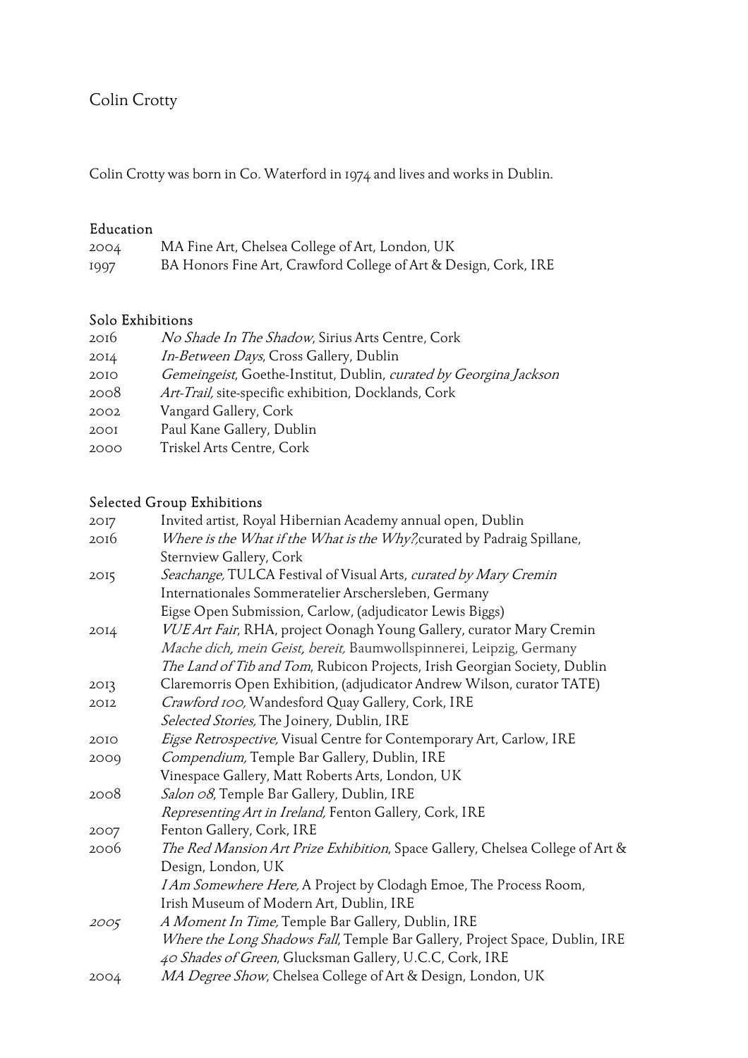# Colin Crotty

Colin Crotty was born in Co. Waterford in 1974 and lives and works in Dublin.

## Education

2004 MA Fine Art, Chelsea College of Art, London, UK
1997 BA Honors Fine Art, Crawford College of Art & Design, Cork, IRE

## Solo Exhibitions

2016 *No Shade In The Shadow*, Sirius Arts Centre, Cork
2014 *In-Between Days*, Cross Gallery, Dublin
2010 *Gemeingeist*, Goethe-Institut, Dublin, *curated by Georgina Jackson*
2008 *Art-Trail,* site-specific exhibition, Docklands, Cork
2002 Vangard Gallery, Cork
2001 Paul Kane Gallery, Dublin
2000 Triskel Arts Centre, Cork

## Selected Group Exhibitions

2017 Invited artist, Royal Hibernian Academy annual open, Dublin
2016 *Where is the What if the What is the Why?,*curated by Padraig Spillane, Sternview Gallery, Cork
2015 *Seachange,* TULCA Festival of Visual Arts, *curated by Mary Cremin*
Internationales Sommeratelier Arschersleben, Germany
Eigse Open Submission, Carlow, (adjudicator Lewis Biggs)
2014 *VUE Art Fair*, RHA, project Oonagh Young Gallery, curator Mary Cremin
*Mache dich, mein Geist, bereit,* Baumwollspinnerei, Leipzig, Germany
*The Land of Tib and Tom*, Rubicon Projects, Irish Georgian Society, Dublin
2013 Claremorris Open Exhibition, (adjudicator Andrew Wilson, curator TATE)
2012 *Crawford 100,* Wandesford Quay Gallery, Cork, IRE
*Selected Stories,* The Joinery, Dublin, IRE
2010 *Eigse Retrospective,* Visual Centre for Contemporary Art, Carlow, IRE
2009 *Compendium,* Temple Bar Gallery, Dublin, IRE
Vinespace Gallery, Matt Roberts Arts, London, UK
2008 *Salon 08*, Temple Bar Gallery, Dublin, IRE
*Representing Art in Ireland,* Fenton Gallery, Cork, IRE
2007 Fenton Gallery, Cork, IRE
2006 *The Red Mansion Art Prize Exhibition*, Space Gallery, Chelsea College of Art & Design, London, UK
*I Am Somewhere Here,* A Project by Clodagh Emoe, The Process Room, Irish Museum of Modern Art, Dublin, IRE
*2005* *A Moment In Time,* Temple Bar Gallery, Dublin, IRE
*Where the Long Shadows Fall*, Temple Bar Gallery, Project Space, Dublin, IRE
*40 Shades of Green*, Glucksman Gallery, U.C.C, Cork, IRE
2004 *MA Degree Show,* Chelsea College of Art & Design, London, UK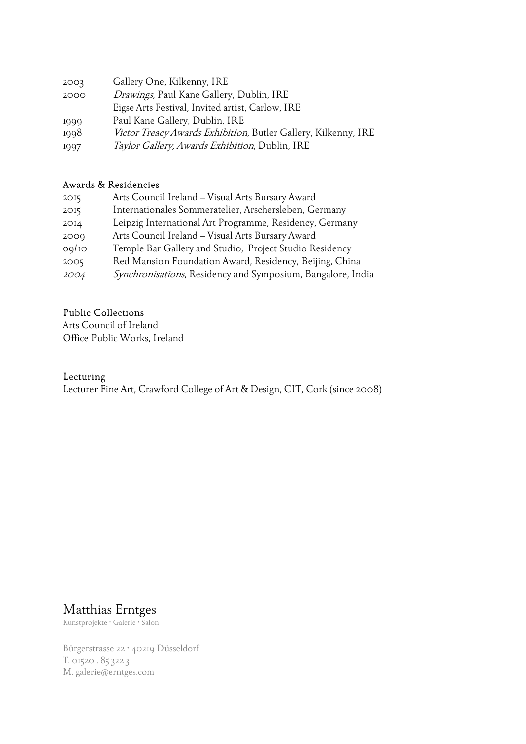| | |
|---|---|
| 2003 | Gallery One, Kilkenny, IRE |
| 2000 | *Drawings*, Paul Kane Gallery, Dublin, IRE |
| | Eigse Arts Festival, Invited artist, Carlow, IRE |
| 1999 | Paul Kane Gallery, Dublin, IRE |
| 1998 | *Victor Treacy Awards Exhibition*, Butler Gallery, Kilkenny, IRE |
| 1997 | *Taylor Gallery, Awards Exhibition*, Dublin, IRE |

## Awards & Residencies

| | |
|---|---|
| 2015 | Arts Council Ireland – Visual Arts Bursary Award |
| 2015 | Internationales Sommeratelier, Arschersleben, Germany |
| 2014 | Leipzig International Art Programme, Residency, Germany |
| 2009 | Arts Council Ireland – Visual Arts Bursary Award |
| 09/10 | Temple Bar Gallery and Studio, Project Studio Residency |
| 2005 | Red Mansion Foundation Award, Residency, Beijing, China |
| *2004* | *Synchronisations*, Residency and Symposium, Bangalore, India |

## Public Collections

Arts Council of Ireland
Office Public Works, Ireland

## Lecturing

Lecturer Fine Art, Crawford College of Art & Design, CIT, Cork (since 2008)

Matthias Erntges
Kunstprojekte · Galerie · Salon

Bürgerstrasse 22 · 40219 Düsseldorf
T. 01520 . 85 322 31
M. galerie@erntges.com